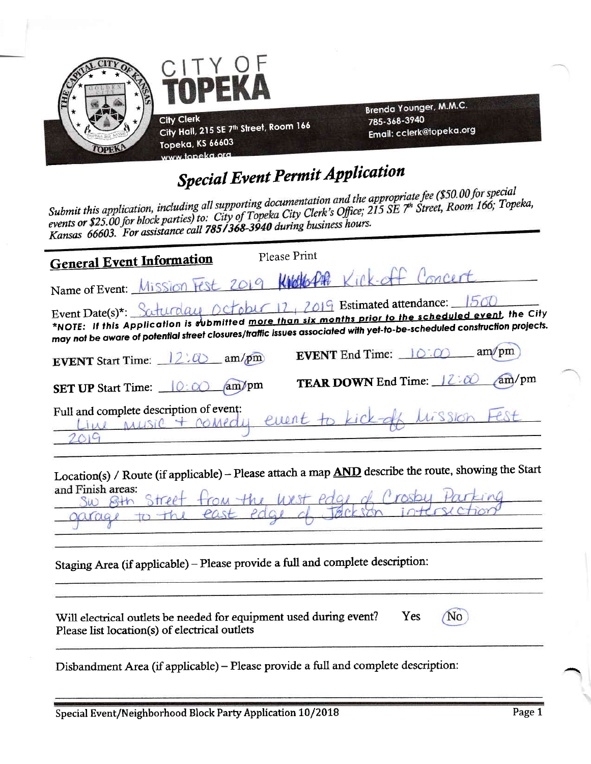CITY OF
# TOPEKA

City Clerk
City Hall, 215 SE 7th Street, Room 166
Topeka, KS 66603
www.topeka.org

Brenda Younger, M.M.C.
785-368-3940
Email: cclerk@topeka.org

## *Special Event Permit Application*

*Submit this application, including all supporting documentation and the appropriate fee ($50.00 for special events or $25.00 for block parties) to: City of Topeka City Clerk's Office; 215 SE 7th Street, Room 166; Topeka, Kansas 66603. For assistance call **785/368-3940** during business hours.*

### General Event Information

Please Print

Name of Event: Mission Fest 2019 ~~Kickoff~~ Kick-off Concert

Event Date(s)*: Saturday October 12, 2019 Estimated attendance: 1500

***NOTE: If this Application is submitted more than six months prior to the scheduled event, the City may not be aware of potential street closures/traffic issues associated with yet-to-be-scheduled construction projects.**

**EVENT** Start Time: 12:00 am/pm (pm circled) **EVENT** End Time: 10:00 am/pm (pm circled)

**SET UP** Start Time: 10:00 am/pm (am circled) **TEAR DOWN** End Time: 12:00 am/pm (am circled)

Full and complete description of event: Live music + comedy event to kick-off Mission Fest 2019

Location(s) / Route (if applicable) – Please attach a map **AND** describe the route, showing the Start and Finish areas: SW 8th Street from the west edge of Crosby Parking garage to the east edge of Jackson intersection

Staging Area (if applicable) – Please provide a full and complete description:

Will electrical outlets be needed for equipment used during event? Yes No (No circled)
Please list location(s) of electrical outlets

Disbandment Area (if applicable) – Please provide a full and complete description:

Special Event/Neighborhood Block Party Application 10/2018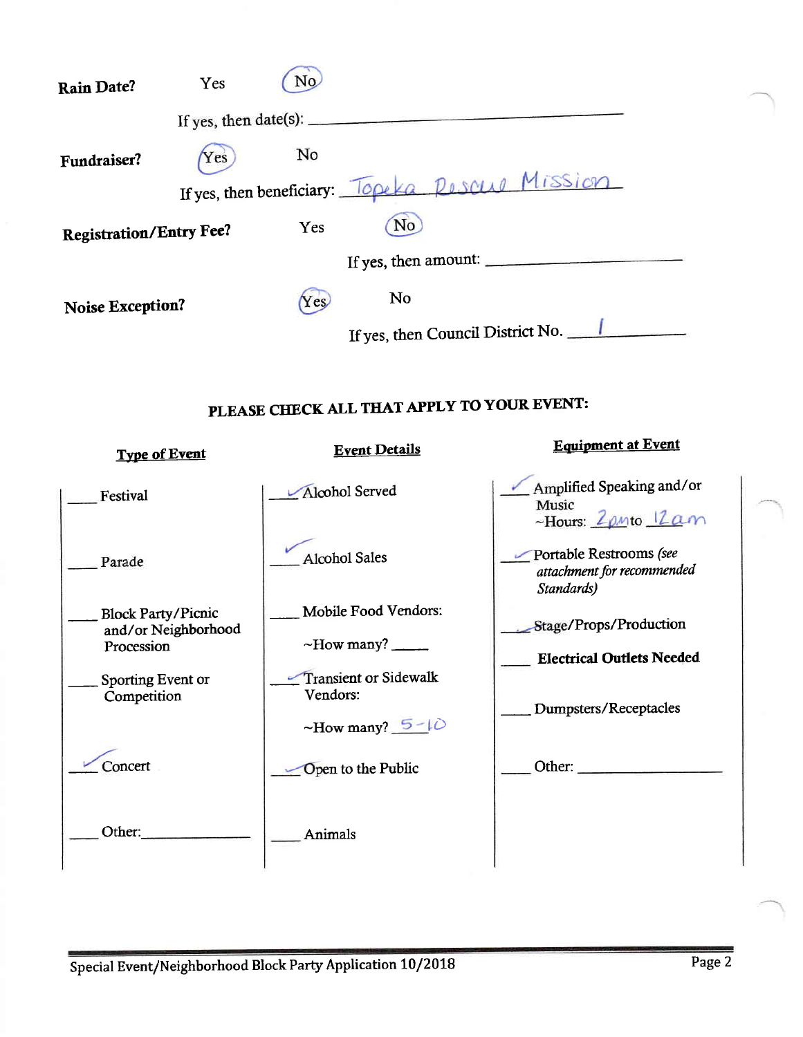**Rain Date?** Yes **(No)**

If yes, then date(s): ______________________

**Fundraiser?** **(Yes)** No

If yes, then beneficiary: Topeka Rescue Mission

**Registration/Entry Fee?** Yes **(No)**

If yes, then amount: ______________________

**Noise Exception?** **(Yes)** No

If yes, then Council District No. 1

## PLEASE CHECK ALL THAT APPLY TO YOUR EVENT:

| Type of Event | Event Details | Equipment at Event |
|---|---|---|
| ___ Festival | ✓ Alcohol Served | ✓ Amplified Speaking and/or Music ~Hours: 2pm to 12am |
| ___ Parade | ✓ Alcohol Sales | ✓ Portable Restrooms *(see attachment for recommended Standards)* |
| ___ Block Party/Picnic and/or Neighborhood Procession | ___ Mobile Food Vendors: ~How many? ___ | ✓ Stage/Props/Production |
| ___ Sporting Event or Competition | ✓ Transient or Sidewalk Vendors: ~How many? 5-10 | ___ **Electrical Outlets Needed** |
| ✓ Concert | ✓ Open to the Public | ___ Dumpsters/Receptacles |
| ___ Other: ______ | ___ Animals | ___ Other: ______ |

Special Event/Neighborhood Block Party Application 10/2018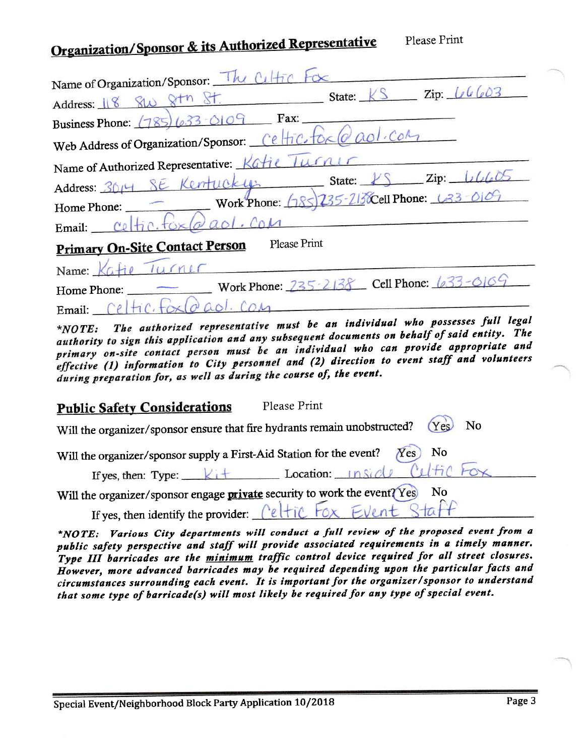## Organization/Sponsor & its Authorized Representative

Please Print

Name of Organization/Sponsor: The Celtic Fox

Address: 118 SW 8th St. State: KS Zip: 66603

Business Phone: (785) 633-0109 Fax: ____________

Web Address of Organization/Sponsor: celtic.fox@aol.com

Name of Authorized Representative: Katie Turner

Address: 3014 SE Kentucky State: KS Zip: 66605

Home Phone: — Work Phone: (785) 235-2138 Cell Phone: 633-0109

Email: celtic.fox@aol.com

## Primary On-Site Contact Person

Please Print

Name: Katie Turner

Home Phone: — Work Phone: 235-2138 Cell Phone: 633-0109

Email: celtic.fox@aol.com

***NOTE:** The authorized representative must be an individual who possesses full legal authority to sign this application and any subsequent documents on behalf of said entity. The primary on-site contact person must be an individual who can provide appropriate and effective (1) information to City personnel and (2) direction to event staff and volunteers during preparation for, as well as during the course of, the event.*

## Public Safety Considerations

Please Print

Will the organizer/sponsor ensure that fire hydrants remain unobstructed? **(Yes)** No

Will the organizer/sponsor supply a First-Aid Station for the event? **(Yes)** No

If yes, then: Type: Kit Location: inside Celtic Fox

Will the organizer/sponsor engage **private** security to work the event? **(Yes)** No

If yes, then identify the provider: Celtic Fox Event Staff

***NOTE:** Various City departments will conduct a full review of the proposed event from a public safety perspective and staff will provide associated requirements in a timely manner. Type III barricades are the **minimum** traffic control device required for all street closures. However, more advanced barricades may be required depending upon the particular facts and circumstances surrounding each event. It is important for the organizer/sponsor to understand that some type of barricade(s) will most likely be required for any type of special event.*

Special Event/Neighborhood Block Party Application 10/2018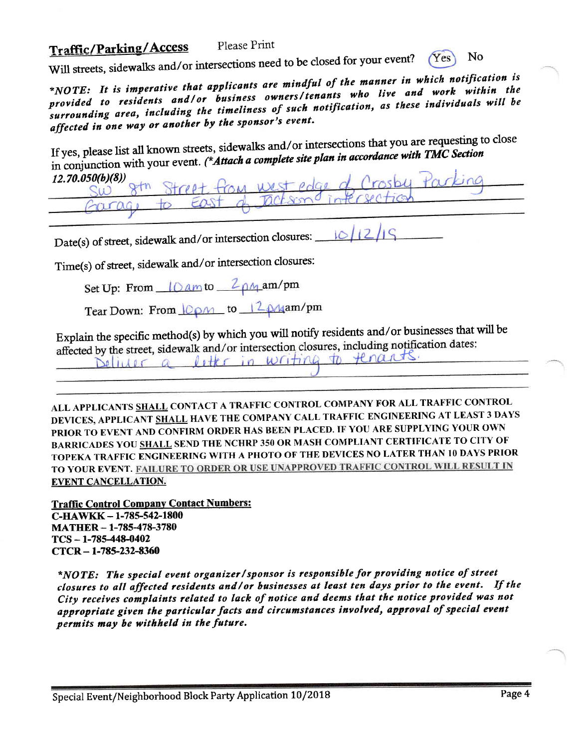## Traffic/Parking/Access

Please Print

Will streets, sidewalks and/or intersections need to be closed for your event? **(Yes)** No

***NOTE: It is imperative that applicants are mindful of the manner in which notification is provided to residents and/or business owners/tenants who live and work within the surrounding area, including the timeliness of such notification, as these individuals will be affected in one way or another by the sponsor's event.***

If yes, please list all known streets, sidewalks and/or intersections that you are requesting to close in conjunction with your event. ***(\*Attach a complete site plan in accordance with TMC Section 12.70.050(b)(8))***

SW 8th Street from west edge of Crosby Parking Garage to East of Jackson intersection

Date(s) of street, sidewalk and/or intersection closures: 10/12/19

Time(s) of street, sidewalk and/or intersection closures:

Set Up: From 10am to 2pm am/pm

Tear Down: From 10pm to 12pm am/pm

Explain the specific method(s) by which you will notify residents and/or businesses that will be affected by the street, sidewalk and/or intersection closures, including notification dates:

Deliver a letter in writing to tenants.

**ALL APPLICANTS <u>SHALL</u> CONTACT A TRAFFIC CONTROL COMPANY FOR ALL TRAFFIC CONTROL DEVICES, APPLICANT <u>SHALL</u> HAVE THE COMPANY CALL TRAFFIC ENGINEERING AT LEAST 3 DAYS PRIOR TO EVENT AND CONFIRM ORDER HAS BEEN PLACED. IF YOU ARE SUPPLYING YOUR OWN BARRICADES YOU <u>SHALL</u> SEND THE NCHRP 350 OR MASH COMPLIANT CERTIFICATE TO CITY OF TOPEKA TRAFFIC ENGINEERING WITH A PHOTO OF THE DEVICES NO LATER THAN 10 DAYS PRIOR TO YOUR EVENT. <u>FAILURE TO ORDER OR USE UNAPPROVED TRAFFIC CONTROL WILL RESULT IN EVENT CANCELLATION.</u>**

**<u>Traffic Control Company Contact Numbers:</u>**
**C-HAWKK – 1-785-542-1800**
**MATHER – 1-785-478-3780**
**TCS – 1-785-448-0402**
**CTCR – 1-785-232-8360**

***\*NOTE: The special event organizer/sponsor is responsible for providing notice of street closures to all affected residents and/or businesses at least ten days prior to the event. If the City receives complaints related to lack of notice and deems that the notice provided was not appropriate given the particular facts and circumstances involved, approval of special event permits may be withheld in the future.***

Special Event/Neighborhood Block Party Application 10/2018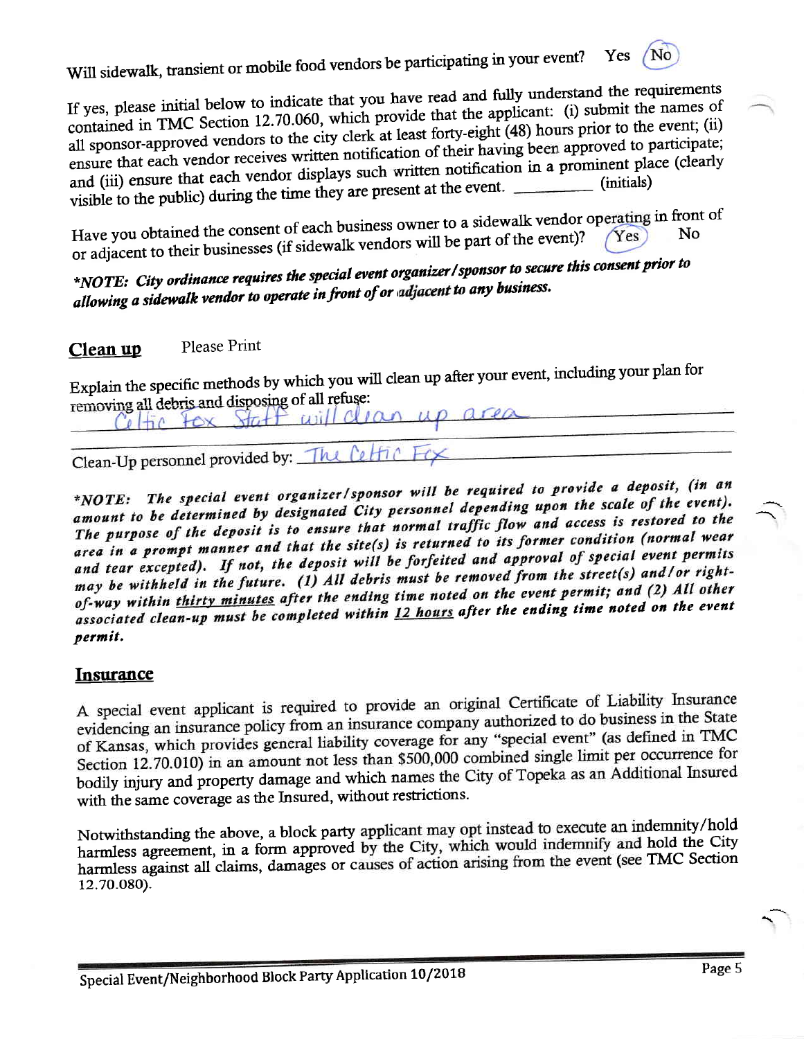Will sidewalk, transient or mobile food vendors be participating in your event? Yes **(No)**

If yes, please initial below to indicate that you have read and fully understand the requirements contained in TMC Section 12.70.060, which provide that the applicant: (i) submit the names of all sponsor-approved vendors to the city clerk at least forty-eight (48) hours prior to the event; (ii) ensure that each vendor receives written notification of their having been approved to participate; and (iii) ensure that each vendor displays such written notification in a prominent place (clearly visible to the public) during the time they are present at the event. _________ (initials)

Have you obtained the consent of each business owner to a sidewalk vendor operating in front of or adjacent to their businesses (if sidewalk vendors will be part of the event)? **(Yes)** No

****NOTE: City ordinance requires the special event organizer/sponsor to secure this consent prior to allowing a sidewalk vendor to operate in front of or adjacent to any business.***

## Clean up

Please Print

Explain the specific methods by which you will clean up after your event, including your plan for removing all debris and disposing of all refuse: Celtic Fox Staff will clean up area

Clean-Up personnel provided by: The Celtic Fox

****NOTE: The special event organizer/sponsor will be required to provide a deposit, (in an amount to be determined by designated City personnel depending upon the scale of the event). The purpose of the deposit is to ensure that normal traffic flow and access is restored to the area in a prompt manner and that the site(s) is returned to its former condition (normal wear and tear excepted). If not, the deposit will be forfeited and approval of special event permits may be withheld in the future. (1) All debris must be removed from the street(s) and/or right-of-way within <u>thirty minutes</u> after the ending time noted on the event permit; and (2) All other associated clean-up must be completed within <u>12 hours</u> after the ending time noted on the event permit.***

## Insurance

A special event applicant is required to provide an original Certificate of Liability Insurance evidencing an insurance policy from an insurance company authorized to do business in the State of Kansas, which provides general liability coverage for any "special event" (as defined in TMC Section 12.70.010) in an amount not less than $500,000 combined single limit per occurrence for bodily injury and property damage and which names the City of Topeka as an Additional Insured with the same coverage as the Insured, without restrictions.

Notwithstanding the above, a block party applicant may opt instead to execute an indemnity/hold harmless agreement, in a form approved by the City, which would indemnify and hold the City harmless against all claims, damages or causes of action arising from the event (see TMC Section 12.70.080).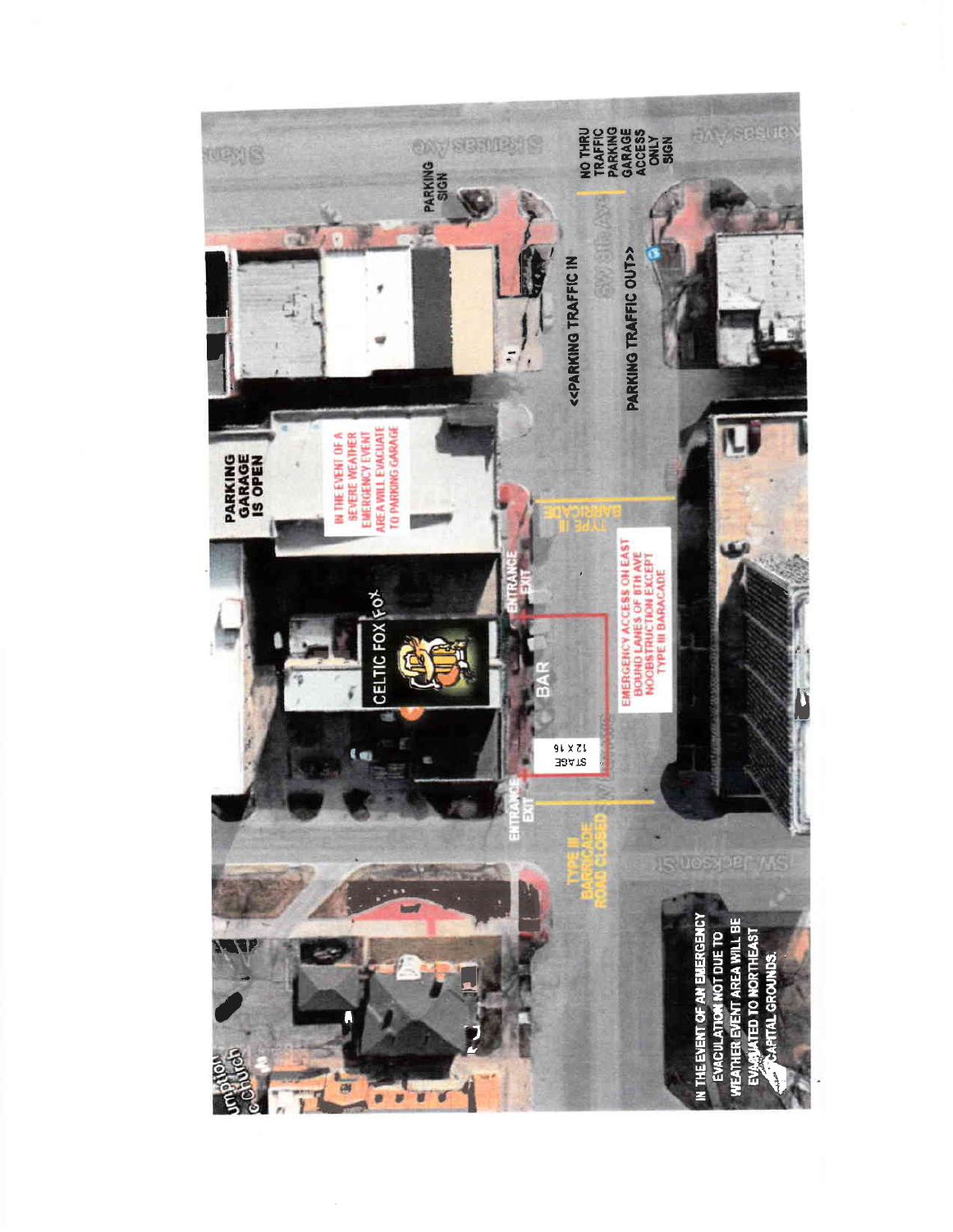PARKING GARAGE IS OPEN

IN THE EVENT OF A SEVERE WEATHER EMERGENCY EVENT AREA WILL EVACUATE TO PARKING GARAGE

PARKING SIGN

NO THRU TRAFFIC PARKING GARAGE ACCESS ONLY SIGN

<<PARKING TRAFFIC IN

PARKING TRAFFIC OUT>>

TYPE III BARRICADE

CELTIC FOX

ENTRANCE EXIT

BAR

STAGE 12 X 16

EMERGENCY ACCESS ON EAST BOUND LANES OF 8TH AVE NOOBSTRUCTION EXCEPT TYPE III BARACADE

ENTRANCE EXIT

TYPE III BARRICADE ROAD CLOSED

IN THE EVENT OF AN EMERGENCY EVACULATION NOT DUE TO WEATHER EVENT AREA WILL BE EVACUATED TO NORTHEAST CAPITAL GROUNDS.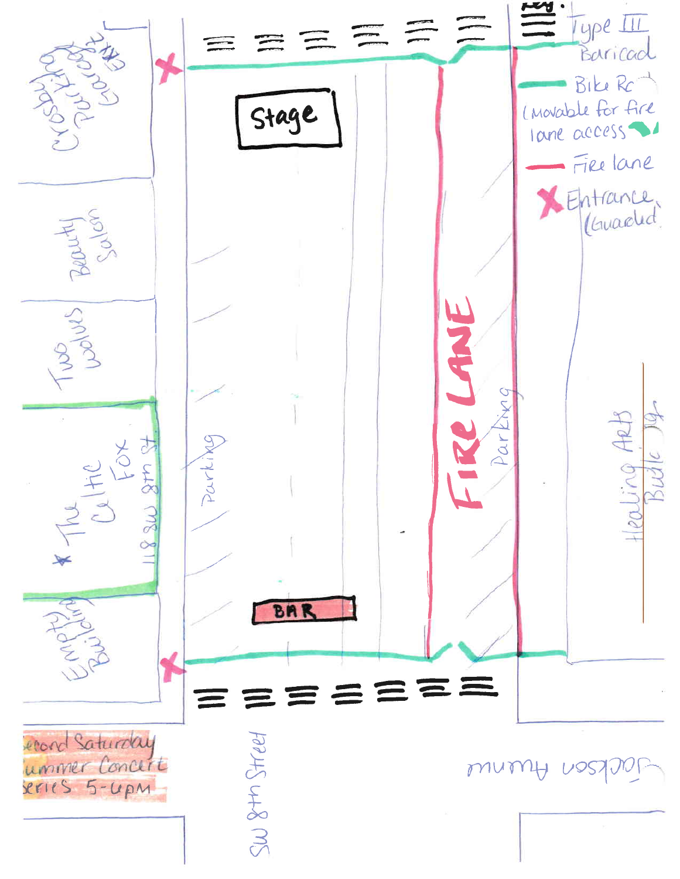Key:

Type III Baricad

Bike Rc

(Movable for fire lane access)

Fire lane

Entrance (Guarded)

Crossbyng Parking Garage Exit

Stage

Beauty Salon

Two Wolves

The Celtic Fox 118 SW 8th St

Empty Building

Parking

FIRE LANE

Parking

Healing Arts Bldg

BAR

Second Saturday Summer Concert Series 5-6pm

SW 8th Street

Jackson Avenue